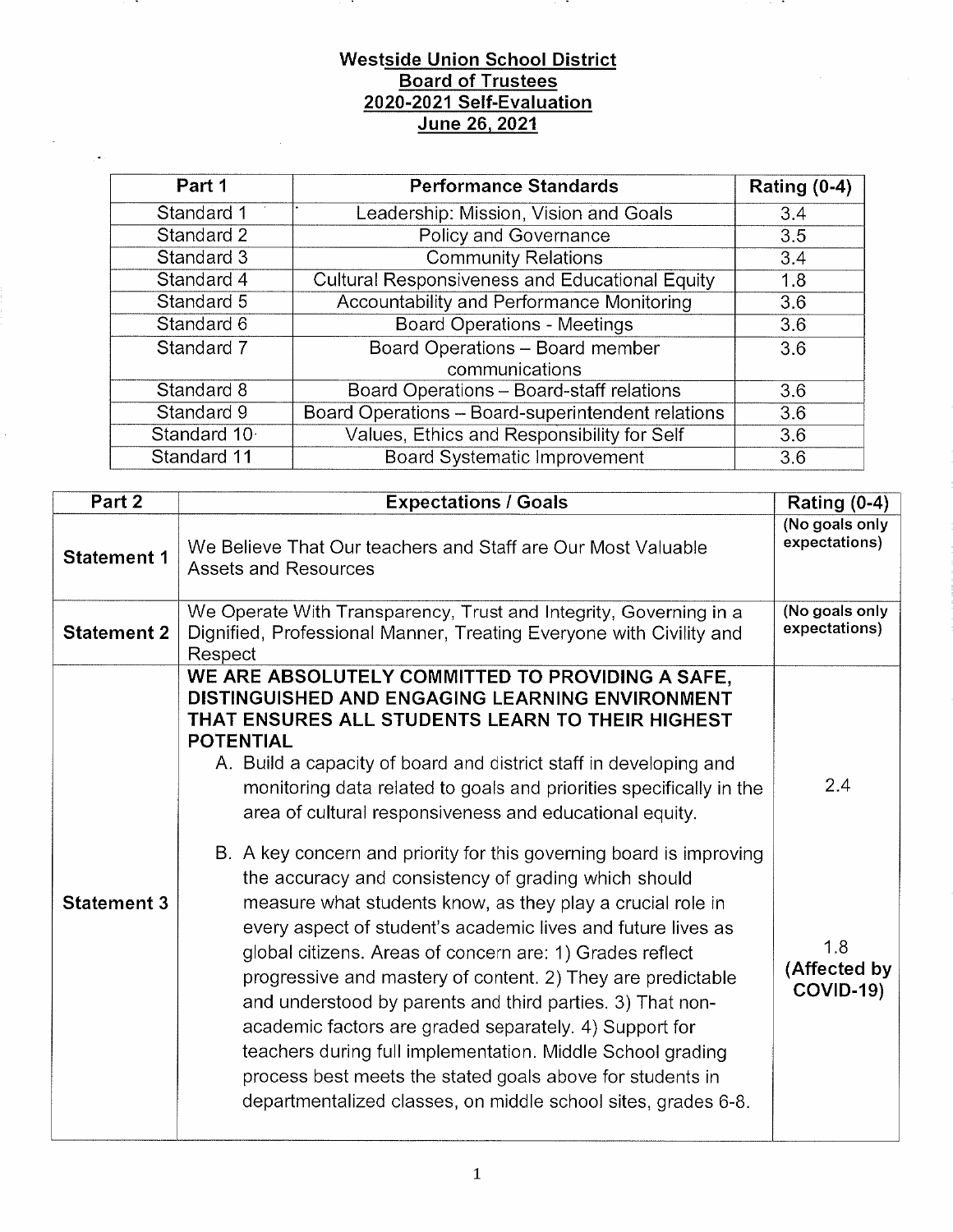# Westside Union School District
## Board of Trustees
## 2020-2021 Self-Evaluation
## June 26, 2021

| Part 1 | Performance Standards | Rating (0-4) |
|---|---|---|
| Standard 1 | Leadership: Mission, Vision and Goals | 3.4 |
| Standard 2 | Policy and Governance | 3.5 |
| Standard 3 | Community Relations | 3.4 |
| Standard 4 | Cultural Responsiveness and Educational Equity | 1.8 |
| Standard 5 | Accountability and Performance Monitoring | 3.6 |
| Standard 6 | Board Operations - Meetings | 3.6 |
| Standard 7 | Board Operations – Board member communications | 3.6 |
| Standard 8 | Board Operations – Board-staff relations | 3.6 |
| Standard 9 | Board Operations – Board-superintendent relations | 3.6 |
| Standard 10 | Values, Ethics and Responsibility for Self | 3.6 |
| Standard 11 | Board Systematic Improvement | 3.6 |

| Part 2 | Expectations / Goals | Rating (0-4) |
|---|---|---|
| **Statement 1** | We Believe That Our teachers and Staff are Our Most Valuable Assets and Resources | **(No goals only expectations)** |
| **Statement 2** | We Operate With Transparency, Trust and Integrity, Governing in a Dignified, Professional Manner, Treating Everyone with Civility and Respect | **(No goals only expectations)** |
| **Statement 3** | **WE ARE ABSOLUTELY COMMITTED TO PROVIDING A SAFE, DISTINGUISHED AND ENGAGING LEARNING ENVIRONMENT THAT ENSURES ALL STUDENTS LEARN TO THEIR HIGHEST POTENTIAL**<br>A. Build a capacity of board and district staff in developing and monitoring data related to goals and priorities specifically in the area of cultural responsiveness and educational equity. | 2.4 |
| | B. A key concern and priority for this governing board is improving the accuracy and consistency of grading which should measure what students know, as they play a crucial role in every aspect of student's academic lives and future lives as global citizens. Areas of concern are: 1) Grades reflect progressive and mastery of content. 2) They are predictable and understood by parents and third parties. 3) That non-academic factors are graded separately. 4) Support for teachers during full implementation. Middle School grading process best meets the stated goals above for students in departmentalized classes, on middle school sites, grades 6-8. | 1.8 **(Affected by COVID-19)** |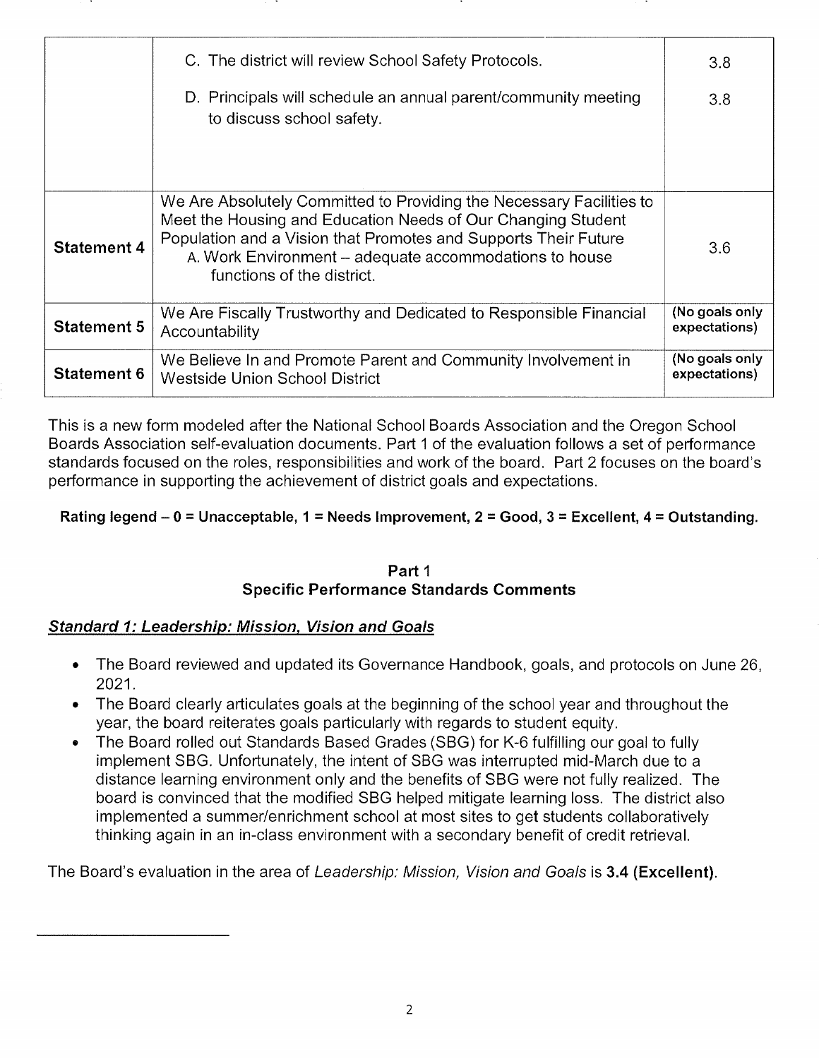|  |  |  |
|---|---|---|
|  | C. The district will review School Safety Protocols.<br><br>D. Principals will schedule an annual parent/community meeting to discuss school safety. | 3.8<br><br>3.8 |
| **Statement 4** | We Are Absolutely Committed to Providing the Necessary Facilities to Meet the Housing and Education Needs of Our Changing Student Population and a Vision that Promotes and Supports Their Future<br>A. Work Environment – adequate accommodations to house functions of the district. | 3.6 |
| **Statement 5** | We Are Fiscally Trustworthy and Dedicated to Responsible Financial Accountability | **(No goals only expectations)** |
| **Statement 6** | We Believe In and Promote Parent and Community Involvement in Westside Union School District | **(No goals only expectations)** |

This is a new form modeled after the National School Boards Association and the Oregon School Boards Association self-evaluation documents. Part 1 of the evaluation follows a set of performance standards focused on the roles, responsibilities and work of the board. Part 2 focuses on the board's performance in supporting the achievement of district goals and expectations.

**Rating legend – 0 = Unacceptable, 1 = Needs Improvement, 2 = Good, 3 = Excellent, 4 = Outstanding.**

## Part 1
## Specific Performance Standards Comments

### ***Standard 1: Leadership: Mission, Vision and Goals***

- The Board reviewed and updated its Governance Handbook, goals, and protocols on June 26, 2021.
- The Board clearly articulates goals at the beginning of the school year and throughout the year, the board reiterates goals particularly with regards to student equity.
- The Board rolled out Standards Based Grades (SBG) for K-6 fulfilling our goal to fully implement SBG. Unfortunately, the intent of SBG was interrupted mid-March due to a distance learning environment only and the benefits of SBG were not fully realized. The board is convinced that the modified SBG helped mitigate learning loss. The district also implemented a summer/enrichment school at most sites to get students collaboratively thinking again in an in-class environment with a secondary benefit of credit retrieval.

The Board's evaluation in the area of *Leadership: Mission, Vision and Goals* is **3.4 (Excellent)**.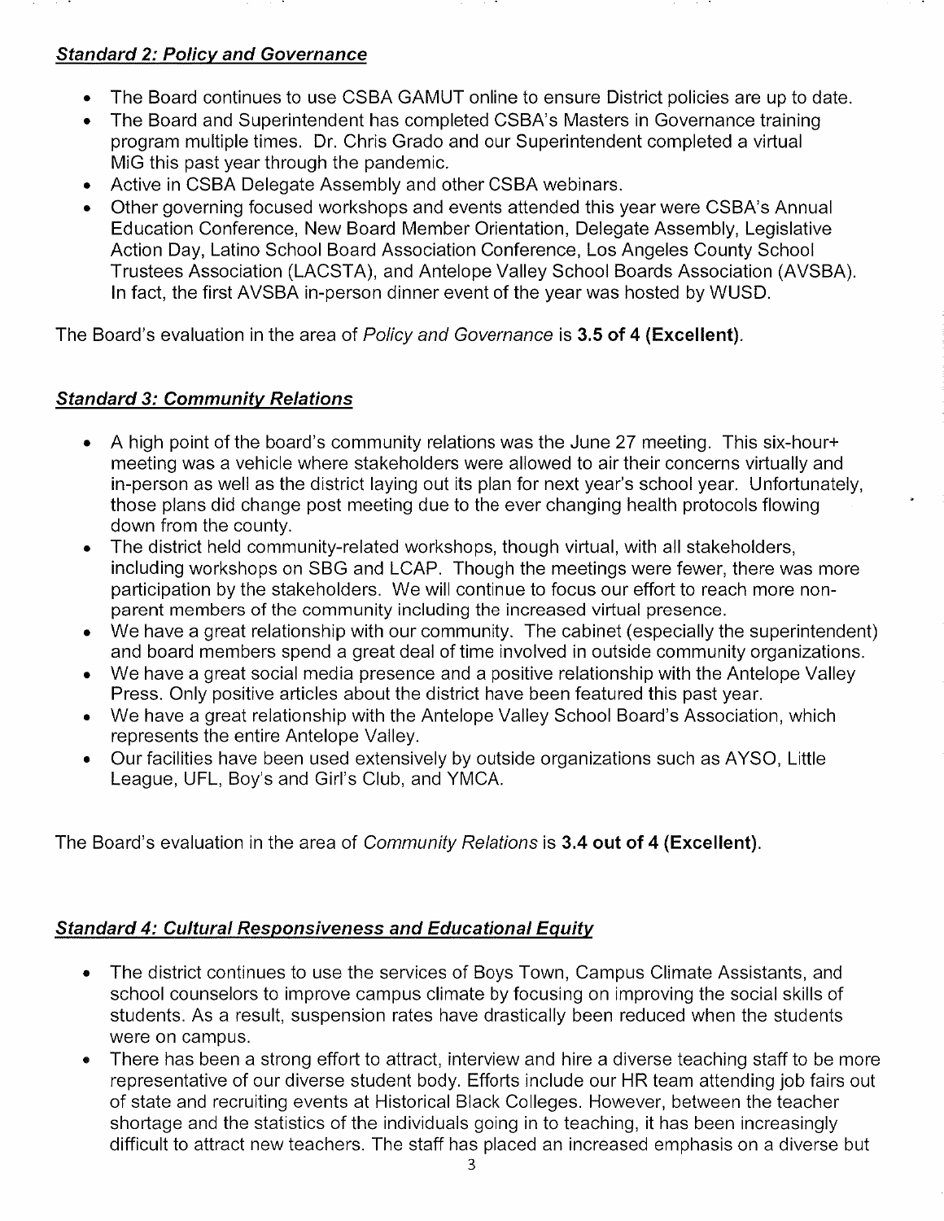***Standard 2: Policy and Governance***

- The Board continues to use CSBA GAMUT online to ensure District policies are up to date.
- The Board and Superintendent has completed CSBA's Masters in Governance training program multiple times. Dr. Chris Grado and our Superintendent completed a virtual MiG this past year through the pandemic.
- Active in CSBA Delegate Assembly and other CSBA webinars.
- Other governing focused workshops and events attended this year were CSBA's Annual Education Conference, New Board Member Orientation, Delegate Assembly, Legislative Action Day, Latino School Board Association Conference, Los Angeles County School Trustees Association (LACSTA), and Antelope Valley School Boards Association (AVSBA). In fact, the first AVSBA in-person dinner event of the year was hosted by WUSD.

The Board's evaluation in the area of *Policy and Governance* is **3.5 of 4 (Excellent)**.

***Standard 3: Community Relations***

- A high point of the board's community relations was the June 27 meeting. This six-hour+ meeting was a vehicle where stakeholders were allowed to air their concerns virtually and in-person as well as the district laying out its plan for next year's school year. Unfortunately, those plans did change post meeting due to the ever changing health protocols flowing down from the county.
- The district held community-related workshops, though virtual, with all stakeholders, including workshops on SBG and LCAP. Though the meetings were fewer, there was more participation by the stakeholders. We will continue to focus our effort to reach more non-parent members of the community including the increased virtual presence.
- We have a great relationship with our community. The cabinet (especially the superintendent) and board members spend a great deal of time involved in outside community organizations.
- We have a great social media presence and a positive relationship with the Antelope Valley Press. Only positive articles about the district have been featured this past year.
- We have a great relationship with the Antelope Valley School Board's Association, which represents the entire Antelope Valley.
- Our facilities have been used extensively by outside organizations such as AYSO, Little League, UFL, Boy's and Girl's Club, and YMCA.

The Board's evaluation in the area of *Community Relations* is **3.4 out of 4 (Excellent).**

***Standard 4: Cultural Responsiveness and Educational Equity***

- The district continues to use the services of Boys Town, Campus Climate Assistants, and school counselors to improve campus climate by focusing on improving the social skills of students. As a result, suspension rates have drastically been reduced when the students were on campus.
- There has been a strong effort to attract, interview and hire a diverse teaching staff to be more representative of our diverse student body. Efforts include our HR team attending job fairs out of state and recruiting events at Historical Black Colleges. However, between the teacher shortage and the statistics of the individuals going in to teaching, it has been increasingly difficult to attract new teachers. The staff has placed an increased emphasis on a diverse but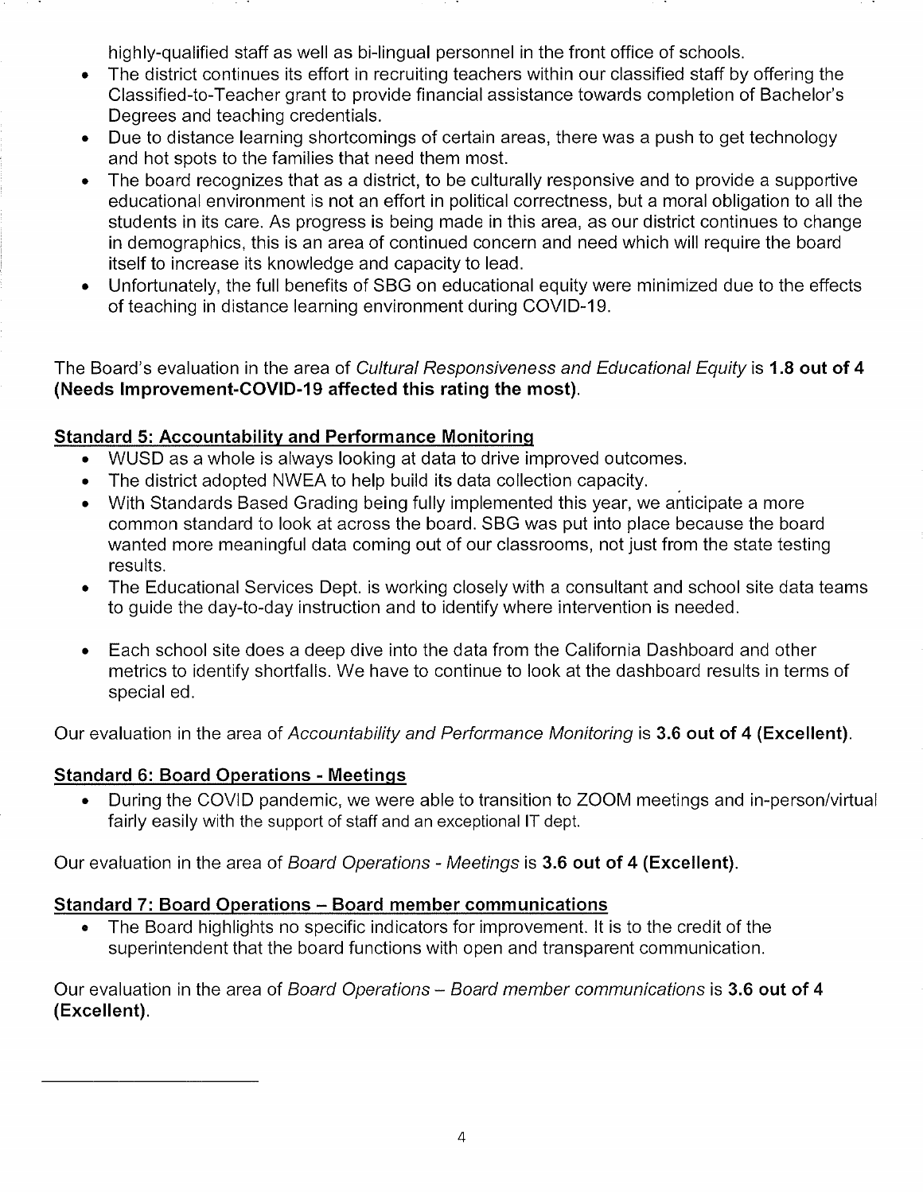highly-qualified staff as well as bi-lingual personnel in the front office of schools.

- The district continues its effort in recruiting teachers within our classified staff by offering the Classified-to-Teacher grant to provide financial assistance towards completion of Bachelor's Degrees and teaching credentials.
- Due to distance learning shortcomings of certain areas, there was a push to get technology and hot spots to the families that need them most.
- The board recognizes that as a district, to be culturally responsive and to provide a supportive educational environment is not an effort in political correctness, but a moral obligation to all the students in its care. As progress is being made in this area, as our district continues to change in demographics, this is an area of continued concern and need which will require the board itself to increase its knowledge and capacity to lead.
- Unfortunately, the full benefits of SBG on educational equity were minimized due to the effects of teaching in distance learning environment during COVID-19.

The Board's evaluation in the area of *Cultural Responsiveness and Educational Equity* is **1.8 out of 4 (Needs Improvement-COVID-19 affected this rating the most)**.

## Standard 5: Accountability and Performance Monitoring

- WUSD as a whole is always looking at data to drive improved outcomes.
- The district adopted NWEA to help build its data collection capacity.
- With Standards Based Grading being fully implemented this year, we anticipate a more common standard to look at across the board. SBG was put into place because the board wanted more meaningful data coming out of our classrooms, not just from the state testing results.
- The Educational Services Dept. is working closely with a consultant and school site data teams to guide the day-to-day instruction and to identify where intervention is needed.
- Each school site does a deep dive into the data from the California Dashboard and other metrics to identify shortfalls. We have to continue to look at the dashboard results in terms of special ed.

Our evaluation in the area of *Accountability and Performance Monitoring* is **3.6 out of 4 (Excellent)**.

## Standard 6: Board Operations - Meetings

- During the COVID pandemic, we were able to transition to ZOOM meetings and in-person/virtual fairly easily with the support of staff and an exceptional IT dept.

Our evaluation in the area of *Board Operations - Meetings* is **3.6 out of 4 (Excellent)**.

## Standard 7: Board Operations – Board member communications

- The Board highlights no specific indicators for improvement. It is to the credit of the superintendent that the board functions with open and transparent communication.

Our evaluation in the area of *Board Operations – Board member communications* is **3.6 out of 4 (Excellent)**.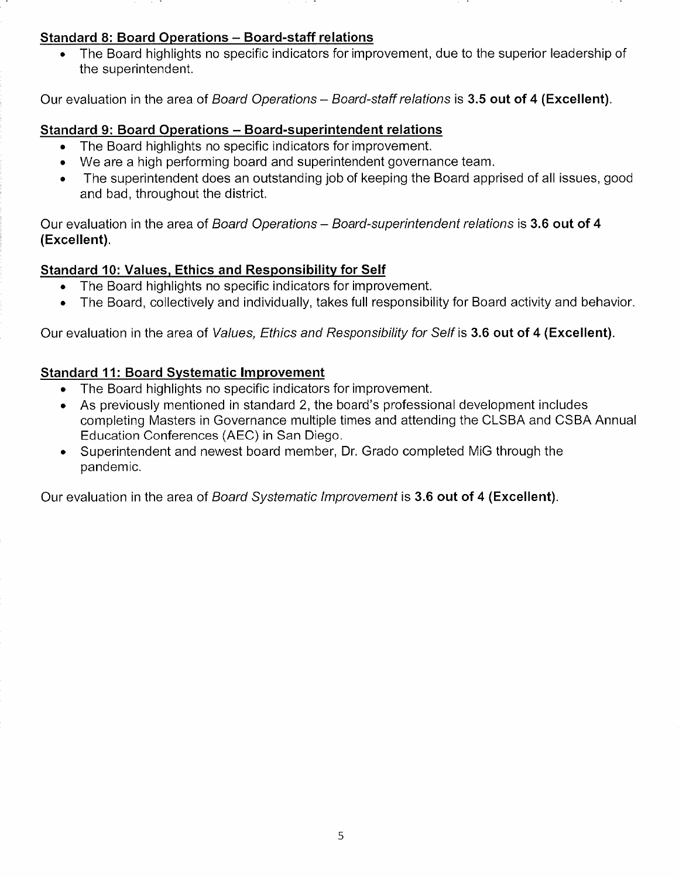**Standard 8: Board Operations – Board-staff relations**

- The Board highlights no specific indicators for improvement, due to the superior leadership of the superintendent.

Our evaluation in the area of *Board Operations – Board-staff relations* is **3.5 out of 4 (Excellent)**.

**Standard 9: Board Operations – Board-superintendent relations**

- The Board highlights no specific indicators for improvement.
- We are a high performing board and superintendent governance team.
- The superintendent does an outstanding job of keeping the Board apprised of all issues, good and bad, throughout the district.

Our evaluation in the area of *Board Operations – Board-superintendent relations* is **3.6 out of 4 (Excellent)**.

**Standard 10: Values, Ethics and Responsibility for Self**

- The Board highlights no specific indicators for improvement.
- The Board, collectively and individually, takes full responsibility for Board activity and behavior.

Our evaluation in the area of *Values, Ethics and Responsibility for Self* is **3.6 out of 4 (Excellent)**.

**Standard 11: Board Systematic Improvement**

- The Board highlights no specific indicators for improvement.
- As previously mentioned in standard 2, the board's professional development includes completing Masters in Governance multiple times and attending the CLSBA and CSBA Annual Education Conferences (AEC) in San Diego.
- Superintendent and newest board member, Dr. Grado completed MiG through the pandemic.

Our evaluation in the area of *Board Systematic Improvement* is **3.6 out of 4 (Excellent)**.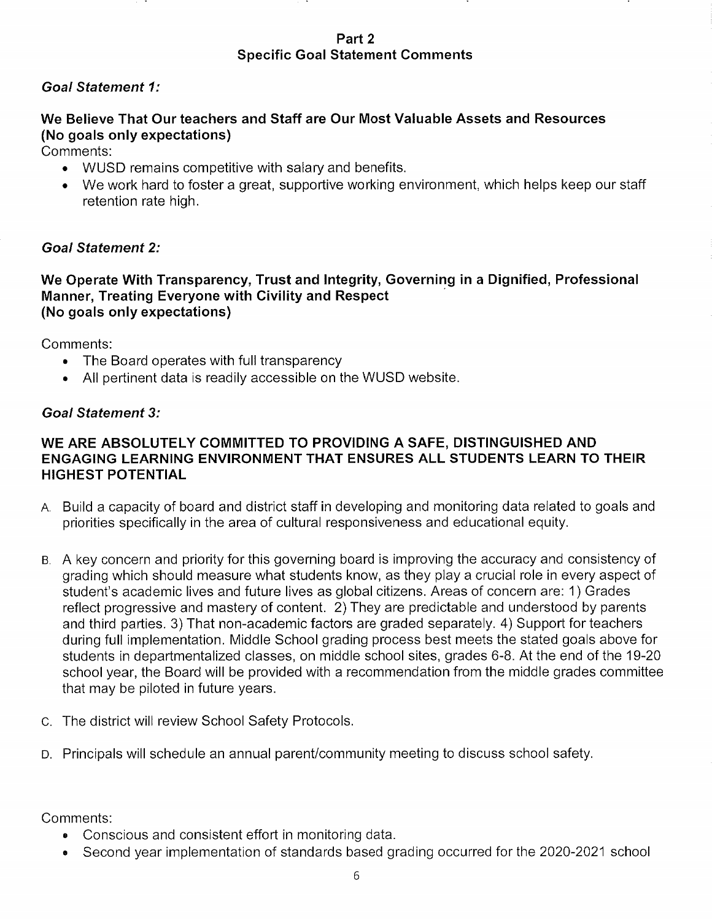## Part 2
## Specific Goal Statement Comments

### *Goal Statement 1:*

**We Believe That Our teachers and Staff are Our Most Valuable Assets and Resources (No goals only expectations)**

Comments:

- WUSD remains competitive with salary and benefits.
- We work hard to foster a great, supportive working environment, which helps keep our staff retention rate high.

### *Goal Statement 2:*

**We Operate With Transparency, Trust and Integrity, Governing in a Dignified, Professional Manner, Treating Everyone with Civility and Respect (No goals only expectations)**

Comments:

- The Board operates with full transparency
- All pertinent data is readily accessible on the WUSD website.

### *Goal Statement 3:*

**WE ARE ABSOLUTELY COMMITTED TO PROVIDING A SAFE, DISTINGUISHED AND ENGAGING LEARNING ENVIRONMENT THAT ENSURES ALL STUDENTS LEARN TO THEIR HIGHEST POTENTIAL**

A. Build a capacity of board and district staff in developing and monitoring data related to goals and priorities specifically in the area of cultural responsiveness and educational equity.

B. A key concern and priority for this governing board is improving the accuracy and consistency of grading which should measure what students know, as they play a crucial role in every aspect of student's academic lives and future lives as global citizens. Areas of concern are: 1) Grades reflect progressive and mastery of content. 2) They are predictable and understood by parents and third parties. 3) That non-academic factors are graded separately. 4) Support for teachers during full implementation. Middle School grading process best meets the stated goals above for students in departmentalized classes, on middle school sites, grades 6-8. At the end of the 19-20 school year, the Board will be provided with a recommendation from the middle grades committee that may be piloted in future years.

C. The district will review School Safety Protocols.

D. Principals will schedule an annual parent/community meeting to discuss school safety.

Comments:

- Conscious and consistent effort in monitoring data.
- Second year implementation of standards based grading occurred for the 2020-2021 school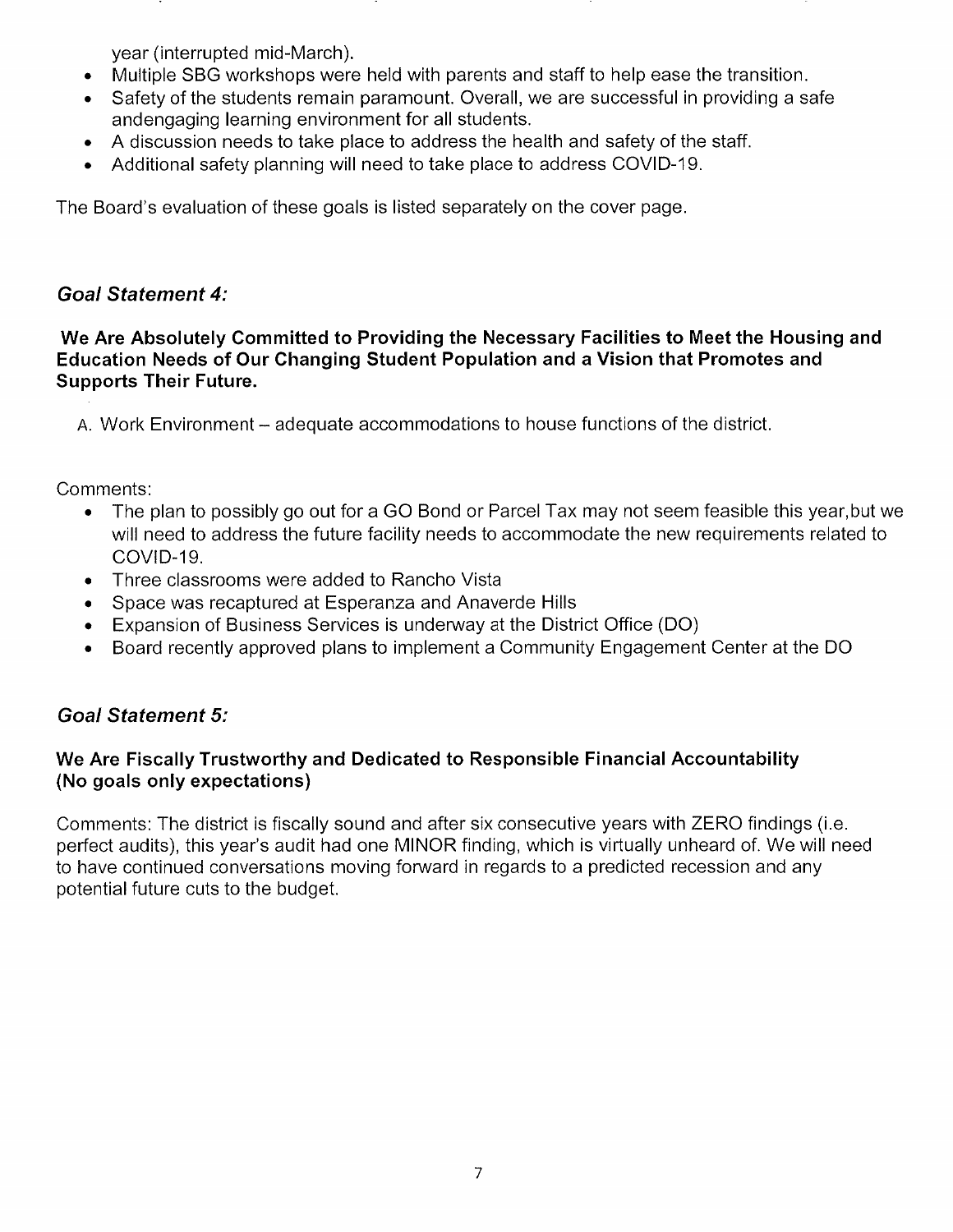year (interrupted mid-March).

- Multiple SBG workshops were held with parents and staff to help ease the transition.
- Safety of the students remain paramount. Overall, we are successful in providing a safe andengaging learning environment for all students.
- A discussion needs to take place to address the health and safety of the staff.
- Additional safety planning will need to take place to address COVID-19.

The Board's evaluation of these goals is listed separately on the cover page.

### *Goal Statement 4:*

**We Are Absolutely Committed to Providing the Necessary Facilities to Meet the Housing and Education Needs of Our Changing Student Population and a Vision that Promotes and Supports Their Future.**

A. Work Environment – adequate accommodations to house functions of the district.

Comments:

- The plan to possibly go out for a GO Bond or Parcel Tax may not seem feasible this year,but we will need to address the future facility needs to accommodate the new requirements related to COVID-19.
- Three classrooms were added to Rancho Vista
- Space was recaptured at Esperanza and Anaverde Hills
- Expansion of Business Services is underway at the District Office (DO)
- Board recently approved plans to implement a Community Engagement Center at the DO

### *Goal Statement 5:*

**We Are Fiscally Trustworthy and Dedicated to Responsible Financial Accountability (No goals only expectations)**

Comments: The district is fiscally sound and after six consecutive years with ZERO findings (i.e. perfect audits), this year's audit had one MINOR finding, which is virtually unheard of. We will need to have continued conversations moving forward in regards to a predicted recession and any potential future cuts to the budget.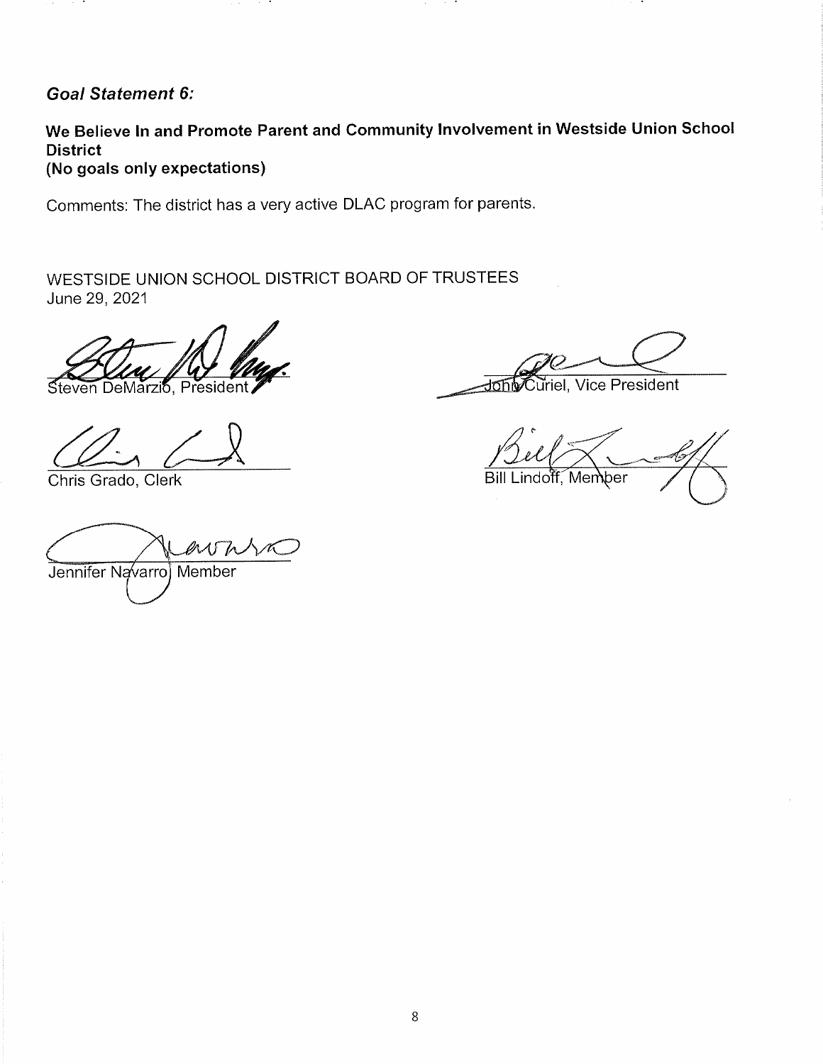***Goal Statement 6:***

**We Believe In and Promote Parent and Community Involvement in Westside Union School District**
**(No goals only expectations)**

Comments: The district has a very active DLAC program for parents.

WESTSIDE UNION SCHOOL DISTRICT BOARD OF TRUSTEES
June 29, 2021

Steven DeMarzio, President

John Curiel, Vice President

Chris Grado, Clerk

Bill Lindoff, Member

Jennifer Navarro, Member